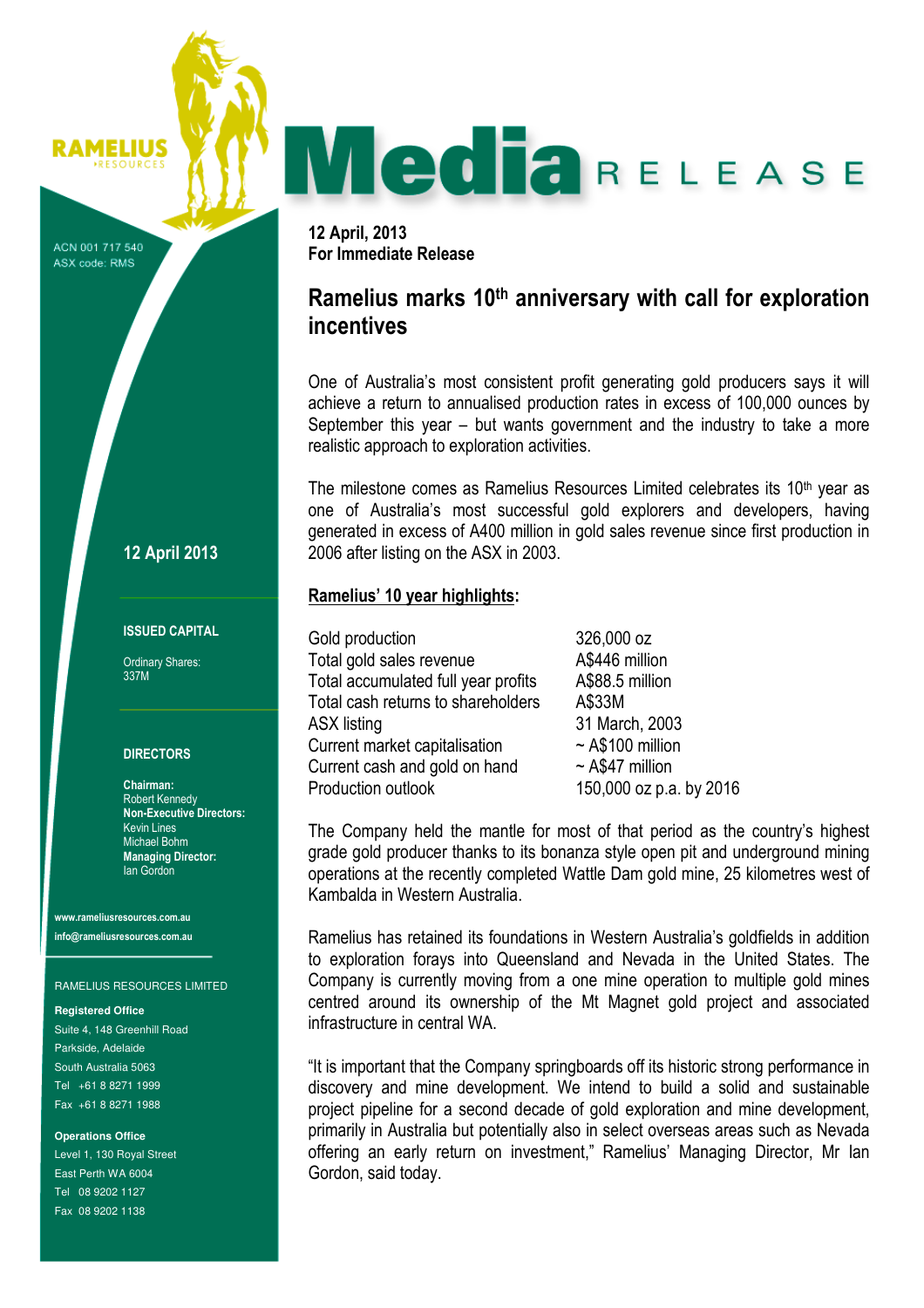RAMELIUS RESOURCES

# Media RELEASE

ACN 001 717 540
ASX code: RMS

**12 April, 2013**
**For Immediate Release**

## Ramelius marks 10th anniversary with call for exploration incentives

One of Australia's most consistent profit generating gold producers says it will achieve a return to annualised production rates in excess of 100,000 ounces by September this year – but wants government and the industry to take a more realistic approach to exploration activities.

The milestone comes as Ramelius Resources Limited celebrates its 10th year as one of Australia's most successful gold explorers and developers, having generated in excess of A400 million in gold sales revenue since first production in 2006 after listing on the ASX in 2003.

**Ramelius' 10 year highlights:**

| | |
|---|---|
| Gold production | 326,000 oz |
| Total gold sales revenue | A$446 million |
| Total accumulated full year profits | A$88.5 million |
| Total cash returns to shareholders | A$33M |
| ASX listing | 31 March, 2003 |
| Current market capitalisation | ~ A$100 million |
| Current cash and gold on hand | ~ A$47 million |
| Production outlook | 150,000 oz p.a. by 2016 |

The Company held the mantle for most of that period as the country's highest grade gold producer thanks to its bonanza style open pit and underground mining operations at the recently completed Wattle Dam gold mine, 25 kilometres west of Kambalda in Western Australia.

Ramelius has retained its foundations in Western Australia's goldfields in addition to exploration forays into Queensland and Nevada in the United States. The Company is currently moving from a one mine operation to multiple gold mines centred around its ownership of the Mt Magnet gold project and associated infrastructure in central WA.

"It is important that the Company springboards off its historic strong performance in discovery and mine development. We intend to build a solid and sustainable project pipeline for a second decade of gold exploration and mine development, primarily in Australia but potentially also in select overseas areas such as Nevada offering an early return on investment," Ramelius' Managing Director, Mr Ian Gordon, said today.

**12 April 2013**

**ISSUED CAPITAL**

Ordinary Shares:
337M

**DIRECTORS**

**Chairman:**
Robert Kennedy
**Non-Executive Directors:**
Kevin Lines
Michael Bohm
**Managing Director:**
Ian Gordon

www.rameliusresources.com.au
info@rameliusresources.com.au

RAMELIUS RESOURCES LIMITED

**Registered Office**
Suite 4, 148 Greenhill Road
Parkside, Adelaide
South Australia 5063
Tel +61 8 8271 1999
Fax +61 8 8271 1988

**Operations Office**
Level 1, 130 Royal Street
East Perth WA 6004
Tel 08 9202 1127
Fax 08 9202 1138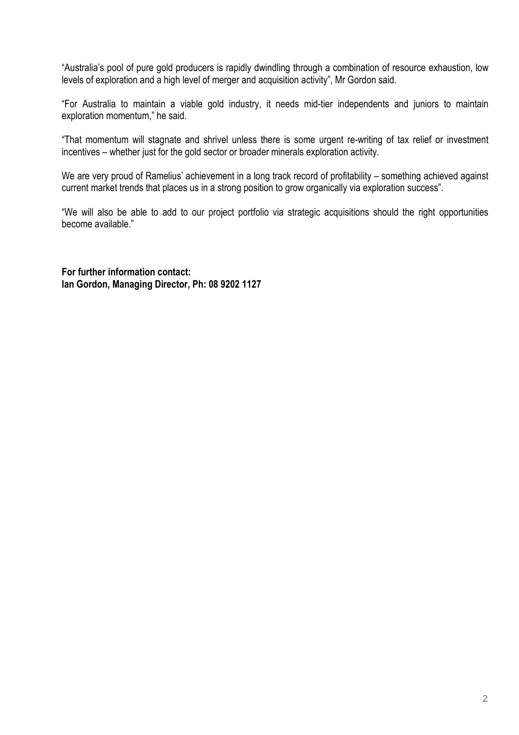"Australia's pool of pure gold producers is rapidly dwindling through a combination of resource exhaustion, low levels of exploration and a high level of merger and acquisition activity", Mr Gordon said.

"For Australia to maintain a viable gold industry, it needs mid-tier independents and juniors to maintain exploration momentum," he said.

"That momentum will stagnate and shrivel unless there is some urgent re-writing of tax relief or investment incentives – whether just for the gold sector or broader minerals exploration activity.

We are very proud of Ramelius' achievement in a long track record of profitability – something achieved against current market trends that places us in a strong position to grow organically via exploration success".

"We will also be able to add to our project portfolio via strategic acquisitions should the right opportunities become available."

**For further information contact:**
**Ian Gordon, Managing Director, Ph: 08 9202 1127**